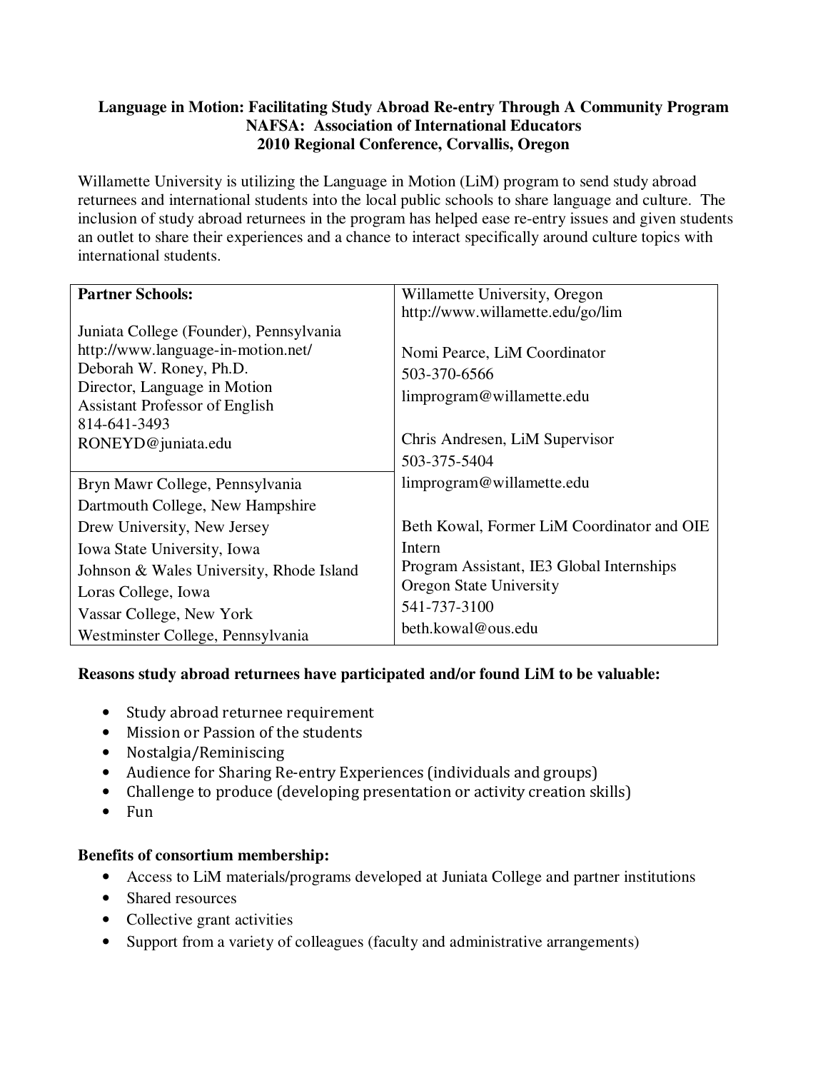# Language in Motion: Facilitating Study Abroad Re-entry Through A Community Program

## NAFSA: Association of International Educators

## 2010 Regional Conference, Corvallis, Oregon

Willamette University is utilizing the Language in Motion (LiM) program to send study abroad returnees and international students into the local public schools to share language and culture. The inclusion of study abroad returnees in the program has helped ease re-entry issues and given students an outlet to share their experiences and a chance to interact specifically around culture topics with international students.

| **Partner Schools:**<br><br>Juniata College (Founder), Pennsylvania<br>http://www.language-in-motion.net/<br>Deborah W. Roney, Ph.D.<br>Director, Language in Motion<br>Assistant Professor of English<br>814-641-3493<br>RONEYD@juniata.edu | Willamette University, Oregon<br>http://www.willamette.edu/go/lim<br><br>Nomi Pearce, LiM Coordinator<br>503-370-6566<br>limprogram@willamette.edu<br><br>Chris Andresen, LiM Supervisor<br>503-375-5404<br>limprogram@willamette.edu<br><br>Beth Kowal, Former LiM Coordinator and OIE Intern<br>Program Assistant, IE3 Global Internships<br>Oregon State University<br>541-737-3100<br>beth.kowal@ous.edu |
|---|---|
| Bryn Mawr College, Pennsylvania<br>Dartmouth College, New Hampshire<br>Drew University, New Jersey<br>Iowa State University, Iowa<br>Johnson & Wales University, Rhode Island<br>Loras College, Iowa<br>Vassar College, New York<br>Westminster College, Pennsylvania | |

**Reasons study abroad returnees have participated and/or found LiM to be valuable:**

- Study abroad returnee requirement
- Mission or Passion of the students
- Nostalgia/Reminiscing
- Audience for Sharing Re-entry Experiences (individuals and groups)
- Challenge to produce (developing presentation or activity creation skills)
- Fun

**Benefits of consortium membership:**

- Access to LiM materials/programs developed at Juniata College and partner institutions
- Shared resources
- Collective grant activities
- Support from a variety of colleagues (faculty and administrative arrangements)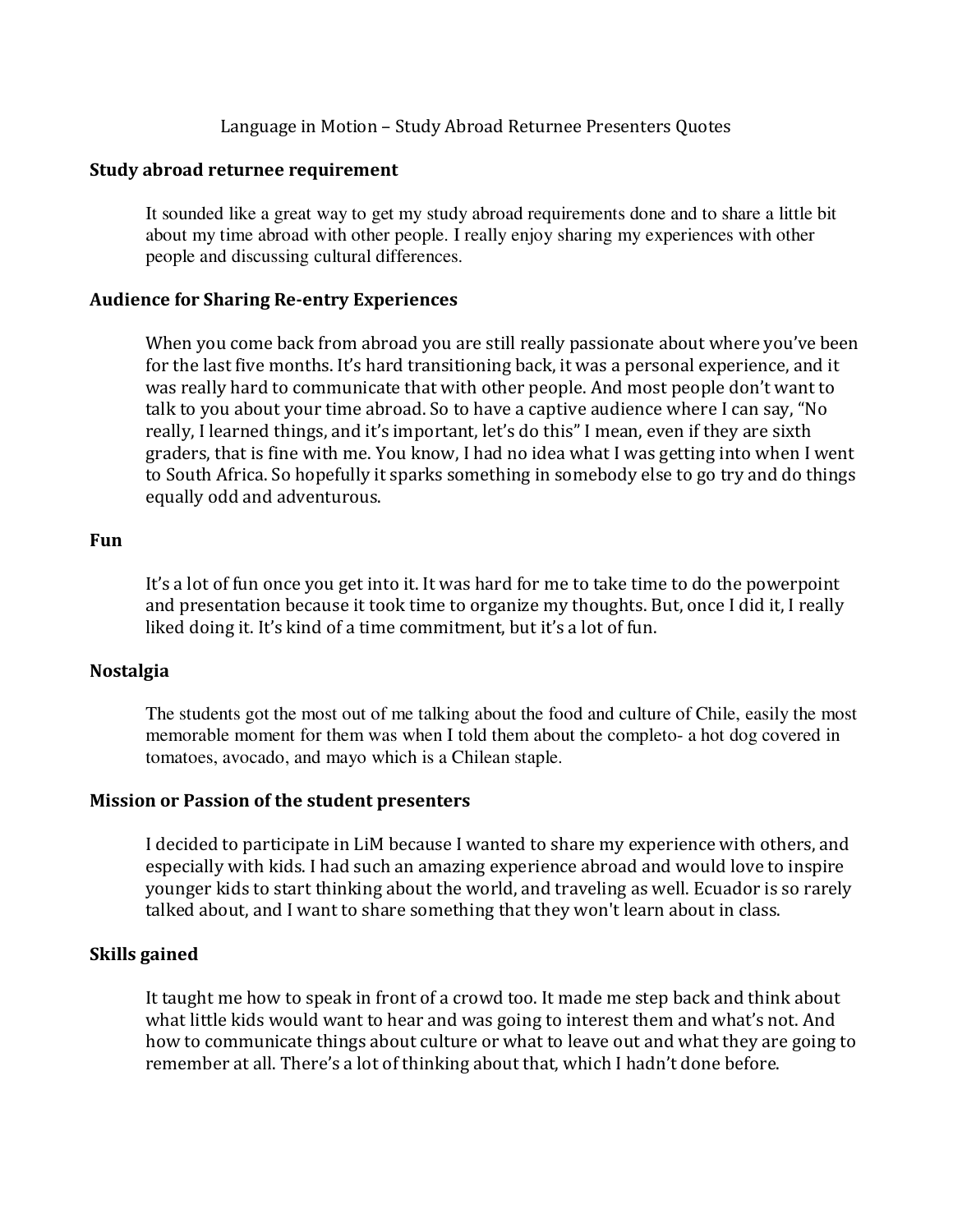Language in Motion – Study Abroad Returnee Presenters Quotes

## Study abroad returnee requirement

It sounded like a great way to get my study abroad requirements done and to share a little bit about my time abroad with other people. I really enjoy sharing my experiences with other people and discussing cultural differences.

## Audience for Sharing Re-entry Experiences

When you come back from abroad you are still really passionate about where you've been for the last five months. It's hard transitioning back, it was a personal experience, and it was really hard to communicate that with other people. And most people don't want to talk to you about your time abroad. So to have a captive audience where I can say, "No really, I learned things, and it's important, let's do this" I mean, even if they are sixth graders, that is fine with me. You know, I had no idea what I was getting into when I went to South Africa. So hopefully it sparks something in somebody else to go try and do things equally odd and adventurous.

## Fun

It's a lot of fun once you get into it. It was hard for me to take time to do the powerpoint and presentation because it took time to organize my thoughts. But, once I did it, I really liked doing it. It's kind of a time commitment, but it's a lot of fun.

## Nostalgia

The students got the most out of me talking about the food and culture of Chile, easily the most memorable moment for them was when I told them about the completo- a hot dog covered in tomatoes, avocado, and mayo which is a Chilean staple.

## Mission or Passion of the student presenters

I decided to participate in LiM because I wanted to share my experience with others, and especially with kids. I had such an amazing experience abroad and would love to inspire younger kids to start thinking about the world, and traveling as well. Ecuador is so rarely talked about, and I want to share something that they won't learn about in class.

## Skills gained

It taught me how to speak in front of a crowd too. It made me step back and think about what little kids would want to hear and was going to interest them and what's not. And how to communicate things about culture or what to leave out and what they are going to remember at all. There's a lot of thinking about that, which I hadn't done before.